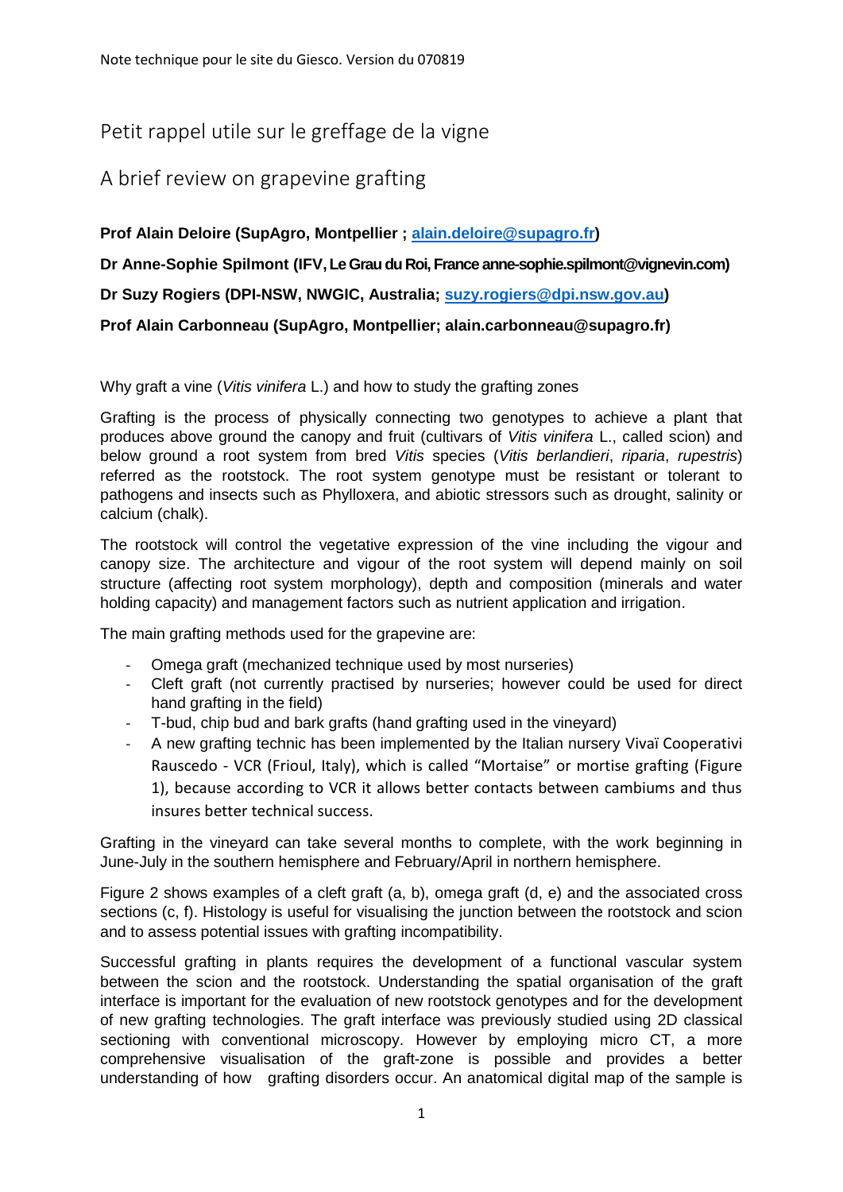Note technique pour le site du Giesco. Version du 070819

# Petit rappel utile sur le greffage de la vigne

# A brief review on grapevine grafting

**Prof Alain Deloire (SupAgro, Montpellier ; alain.deloire@supagro.fr)**

**Dr Anne-Sophie Spilmont (IFV, Le Grau du Roi, France anne-sophie.spilmont@vignevin.com)**

**Dr Suzy Rogiers (DPI-NSW, NWGIC, Australia; suzy.rogiers@dpi.nsw.gov.au)**

**Prof Alain Carbonneau (SupAgro, Montpellier; alain.carbonneau@supagro.fr)**

Why graft a vine (*Vitis vinifera* L.) and how to study the grafting zones

Grafting is the process of physically connecting two genotypes to achieve a plant that produces above ground the canopy and fruit (cultivars of *Vitis vinifera* L., called scion) and below ground a root system from bred *Vitis* species (*Vitis berlandieri*, *riparia*, *rupestris*) referred as the rootstock. The root system genotype must be resistant or tolerant to pathogens and insects such as Phylloxera, and abiotic stressors such as drought, salinity or calcium (chalk).

The rootstock will control the vegetative expression of the vine including the vigour and canopy size. The architecture and vigour of the root system will depend mainly on soil structure (affecting root system morphology), depth and composition (minerals and water holding capacity) and management factors such as nutrient application and irrigation.

The main grafting methods used for the grapevine are:

- Omega graft (mechanized technique used by most nurseries)
- Cleft graft (not currently practised by nurseries; however could be used for direct hand grafting in the field)
- T-bud, chip bud and bark grafts (hand grafting used in the vineyard)
- A new grafting technic has been implemented by the Italian nursery Vivaï Cooperativi Rauscedo - VCR (Frioul, Italy), which is called "Mortaise" or mortise grafting (Figure 1), because according to VCR it allows better contacts between cambiums and thus insures better technical success.

Grafting in the vineyard can take several months to complete, with the work beginning in June-July in the southern hemisphere and February/April in northern hemisphere.

Figure 2 shows examples of a cleft graft (a, b), omega graft (d, e) and the associated cross sections (c, f). Histology is useful for visualising the junction between the rootstock and scion and to assess potential issues with grafting incompatibility.

Successful grafting in plants requires the development of a functional vascular system between the scion and the rootstock. Understanding the spatial organisation of the graft interface is important for the evaluation of new rootstock genotypes and for the development of new grafting technologies. The graft interface was previously studied using 2D classical sectioning with conventional microscopy. However by employing micro CT, a more comprehensive visualisation of the graft-zone is possible and provides a better understanding of how grafting disorders occur. An anatomical digital map of the sample is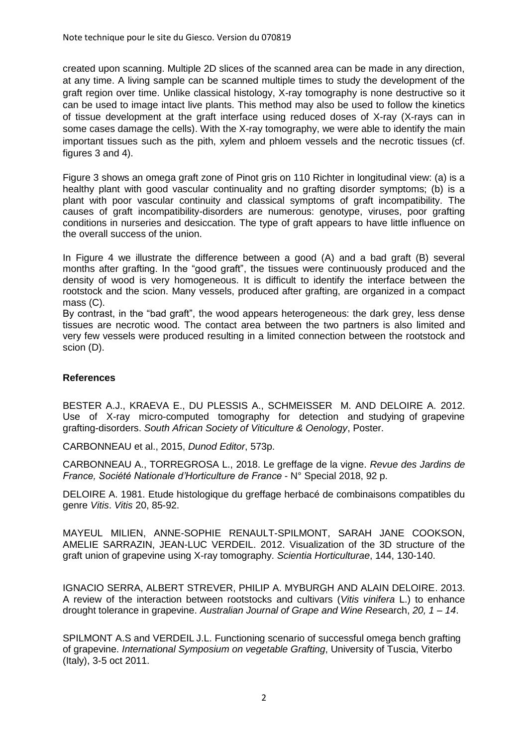created upon scanning. Multiple 2D slices of the scanned area can be made in any direction, at any time. A living sample can be scanned multiple times to study the development of the graft region over time. Unlike classical histology, X-ray tomography is none destructive so it can be used to image intact live plants. This method may also be used to follow the kinetics of tissue development at the graft interface using reduced doses of X-ray (X-rays can in some cases damage the cells). With the X-ray tomography, we were able to identify the main important tissues such as the pith, xylem and phloem vessels and the necrotic tissues (cf. figures 3 and 4).

Figure 3 shows an omega graft zone of Pinot gris on 110 Richter in longitudinal view: (a) is a healthy plant with good vascular continuality and no grafting disorder symptoms; (b) is a plant with poor vascular continuity and classical symptoms of graft incompatibility. The causes of graft incompatibility-disorders are numerous: genotype, viruses, poor grafting conditions in nurseries and desiccation. The type of graft appears to have little influence on the overall success of the union.

In Figure 4 we illustrate the difference between a good (A) and a bad graft (B) several months after grafting. In the "good graft", the tissues were continuously produced and the density of wood is very homogeneous. It is difficult to identify the interface between the rootstock and the scion. Many vessels, produced after grafting, are organized in a compact mass (C).
By contrast, in the "bad graft", the wood appears heterogeneous: the dark grey, less dense tissues are necrotic wood. The contact area between the two partners is also limited and very few vessels were produced resulting in a limited connection between the rootstock and scion (D).

**References**

BESTER A.J., KRAEVA E., DU PLESSIS A., SCHMEISSER M. AND DELOIRE A. 2012. Use of X-ray micro-computed tomography for detection and studying of grapevine grafting-disorders. *South African Society of Viticulture & Oenology*, Poster.

CARBONNEAU et al., 2015, *Dunod Editor*, 573p.

CARBONNEAU A., TORREGROSA L., 2018. Le greffage de la vigne. *Revue des Jardins de France, Société Nationale d'Horticulture de France* - N° Special 2018, 92 p.

DELOIRE A. 1981. Etude histologique du greffage herbacé de combinaisons compatibles du genre *Vitis*. *Vitis* 20, 85-92.

MAYEUL MILIEN, ANNE-SOPHIE RENAULT-SPILMONT, SARAH JANE COOKSON, AMELIE SARRAZIN, JEAN-LUC VERDEIL. 2012. Visualization of the 3D structure of the graft union of grapevine using X-ray tomography. *Scientia Horticulturae*, 144, 130-140.

IGNACIO SERRA, ALBERT STREVER, PHILIP A. MYBURGH AND ALAIN DELOIRE. 2013. A review of the interaction between rootstocks and cultivars (*Vitis vinifera* L.) to enhance drought tolerance in grapevine. *Australian Journal of Grape and Wine Re*search, *20, 1 – 14*.

SPILMONT A.S and VERDEIL J.L. Functioning scenario of successful omega bench grafting of grapevine. *International Symposium on vegetable Grafting*, University of Tuscia, Viterbo (Italy), 3-5 oct 2011.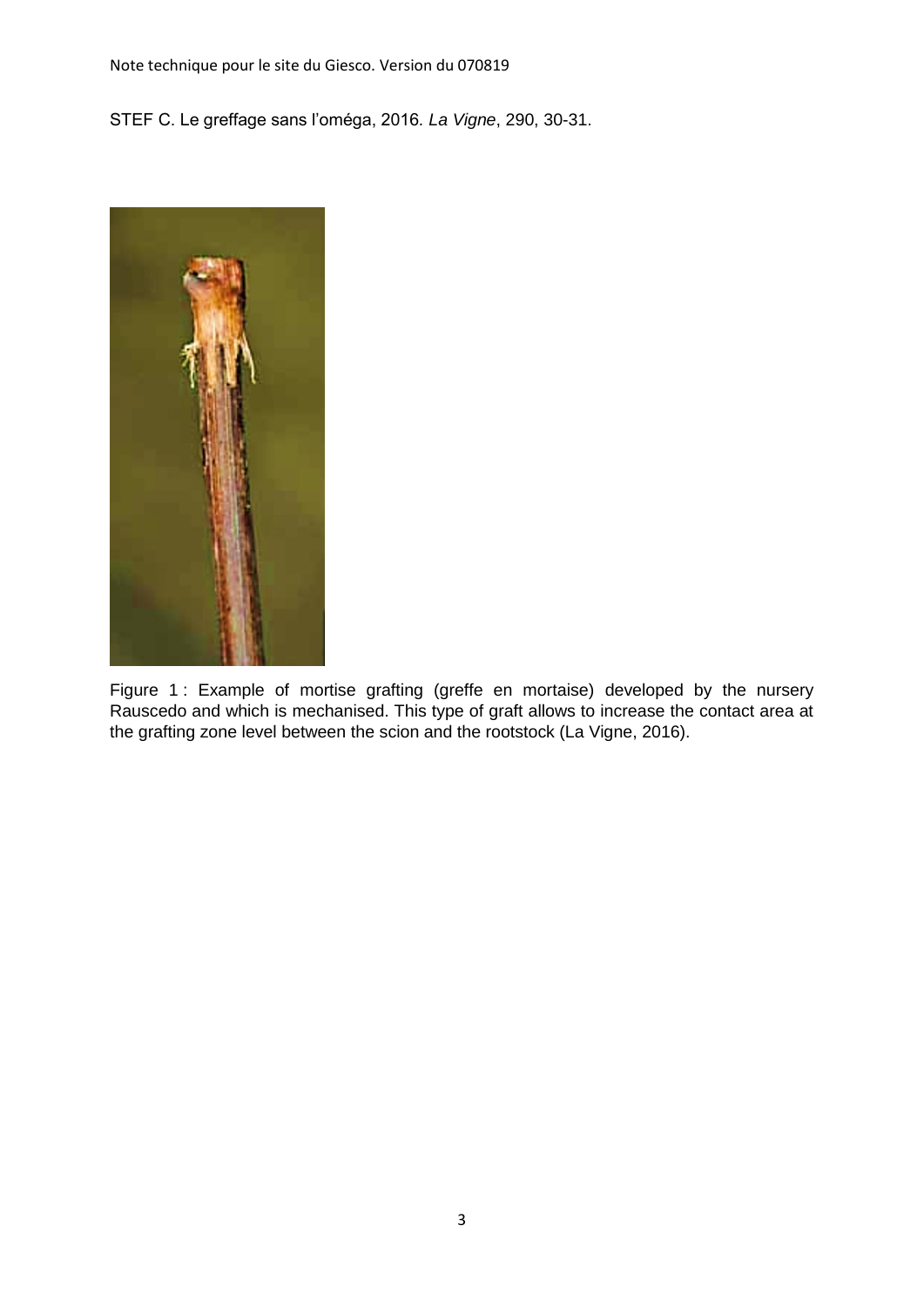STEF C. Le greffage sans l'oméga, 2016. *La Vigne*, 290, 30-31.

Figure 1 : Example of mortise grafting (greffe en mortaise) developed by the nursery Rauscedo and which is mechanised. This type of graft allows to increase the contact area at the grafting zone level between the scion and the rootstock (La Vigne, 2016).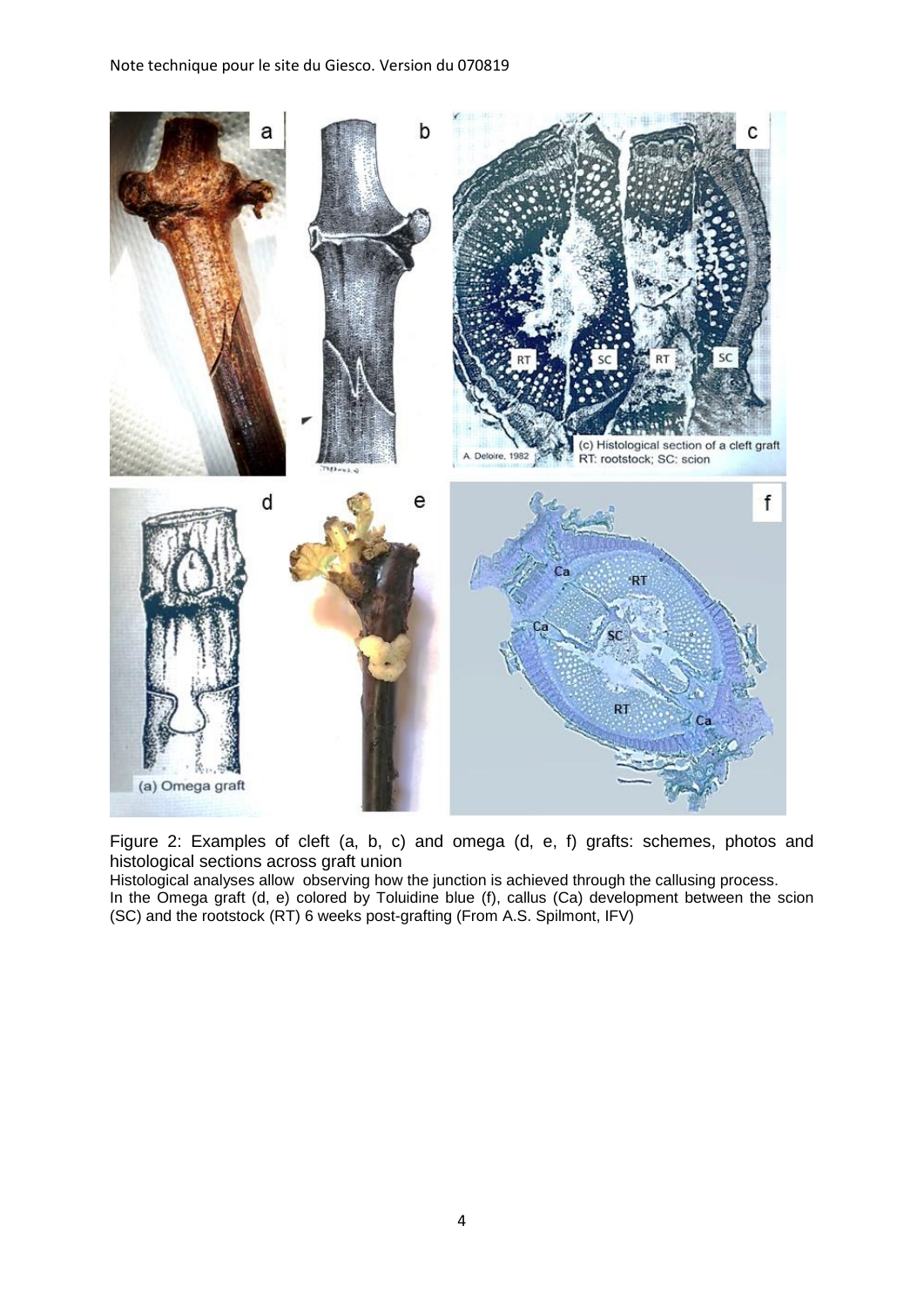Figure 2: Examples of cleft (a, b, c) and omega (d, e, f) grafts: schemes, photos and histological sections across graft union

Histological analyses allow observing how the junction is achieved through the callusing process.
In the Omega graft (d, e) colored by Toluidine blue (f), callus (Ca) development between the scion (SC) and the rootstock (RT) 6 weeks post-grafting (From A.S. Spilmont, IFV)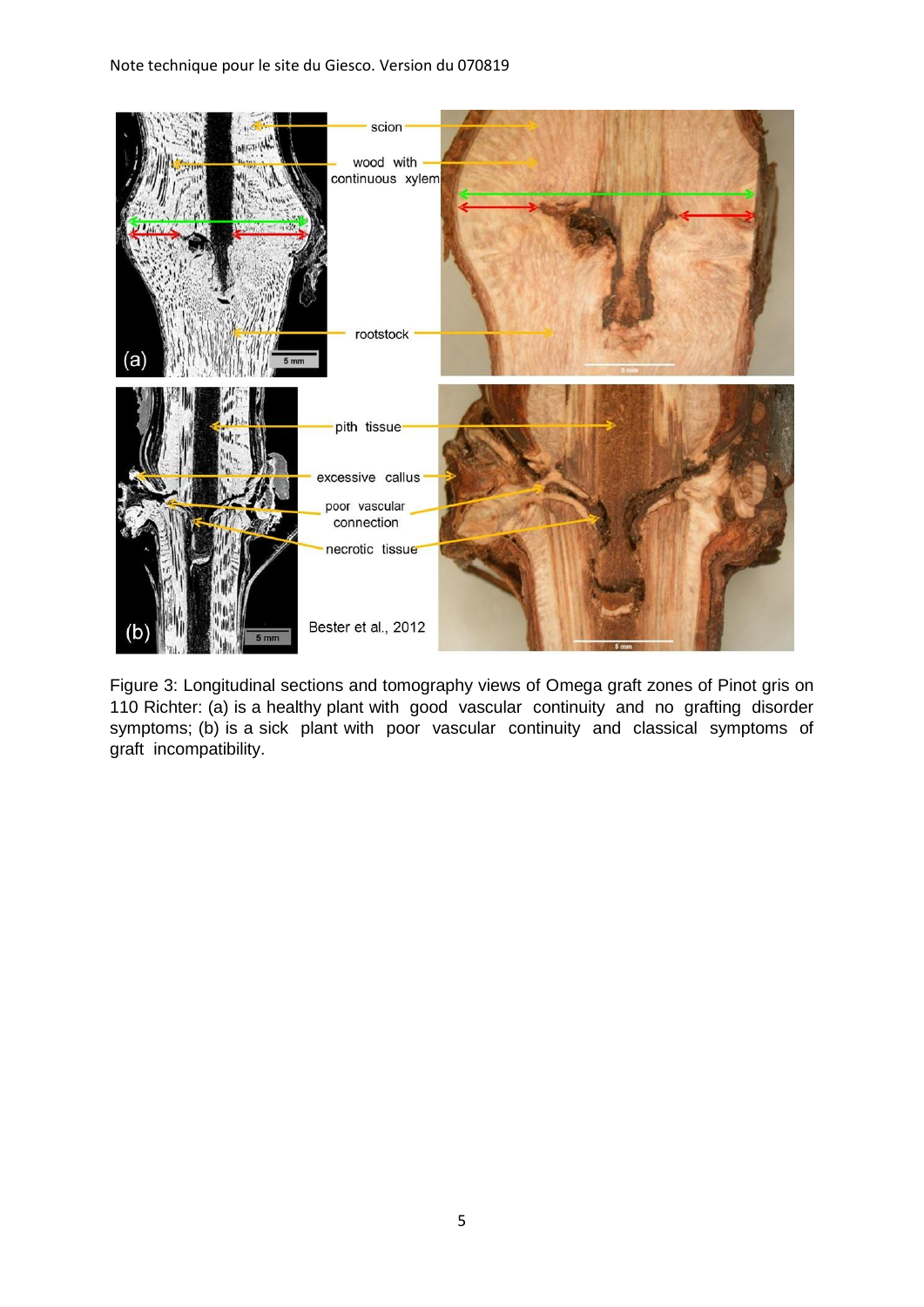Figure 3: Longitudinal sections and tomography views of Omega graft zones of Pinot gris on 110 Richter: (a) is a healthy plant with good vascular continuity and no grafting disorder symptoms; (b) is a sick plant with poor vascular continuity and classical symptoms of graft incompatibility.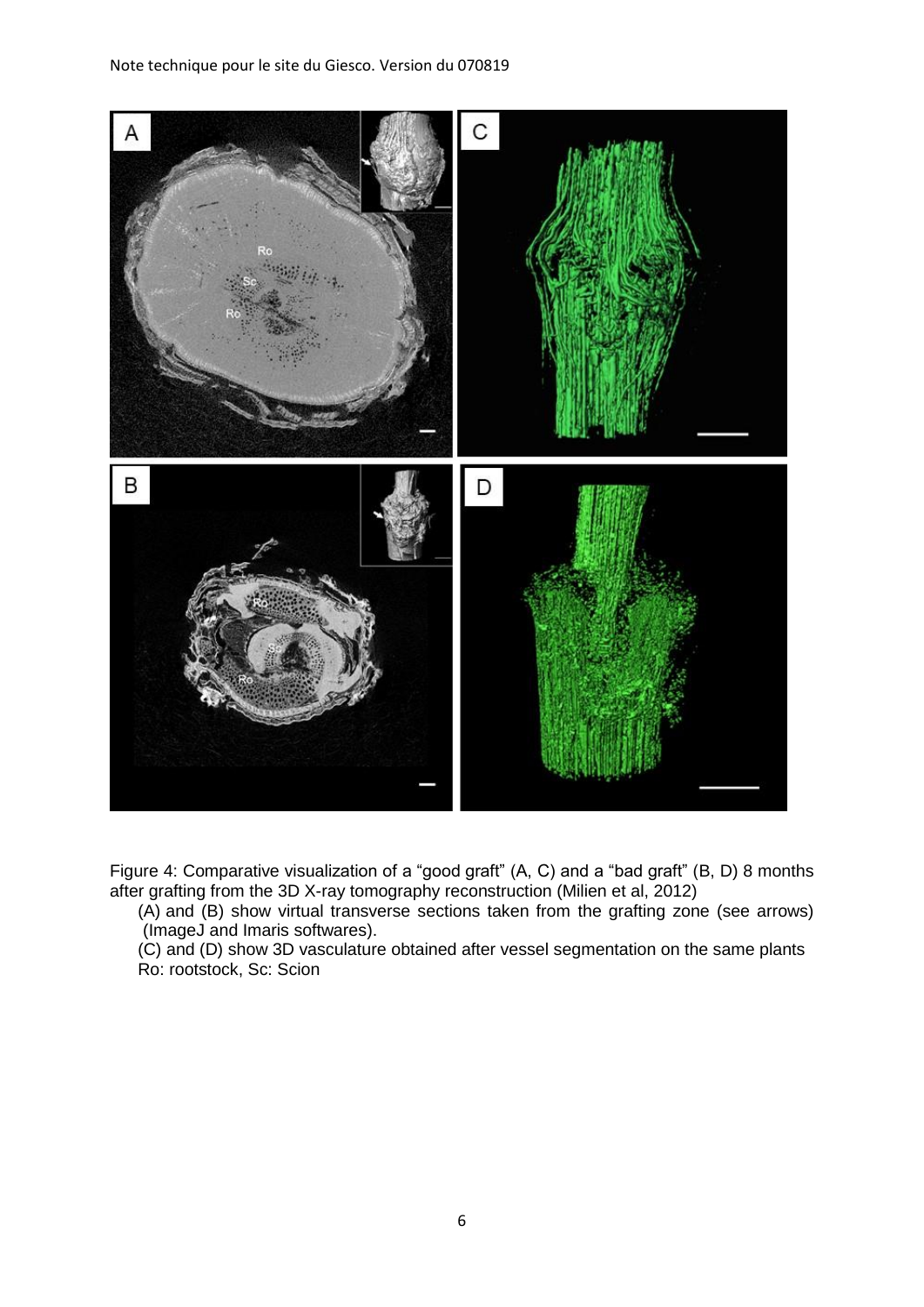Figure 4: Comparative visualization of a “good graft” (A, C) and a “bad graft” (B, D) 8 months after grafting from the 3D X-ray tomography reconstruction (Milien et al, 2012)

(A) and (B) show virtual transverse sections taken from the grafting zone (see arrows) (ImageJ and Imaris softwares).

(C) and (D) show 3D vasculature obtained after vessel segmentation on the same plants

Ro: rootstock, Sc: Scion